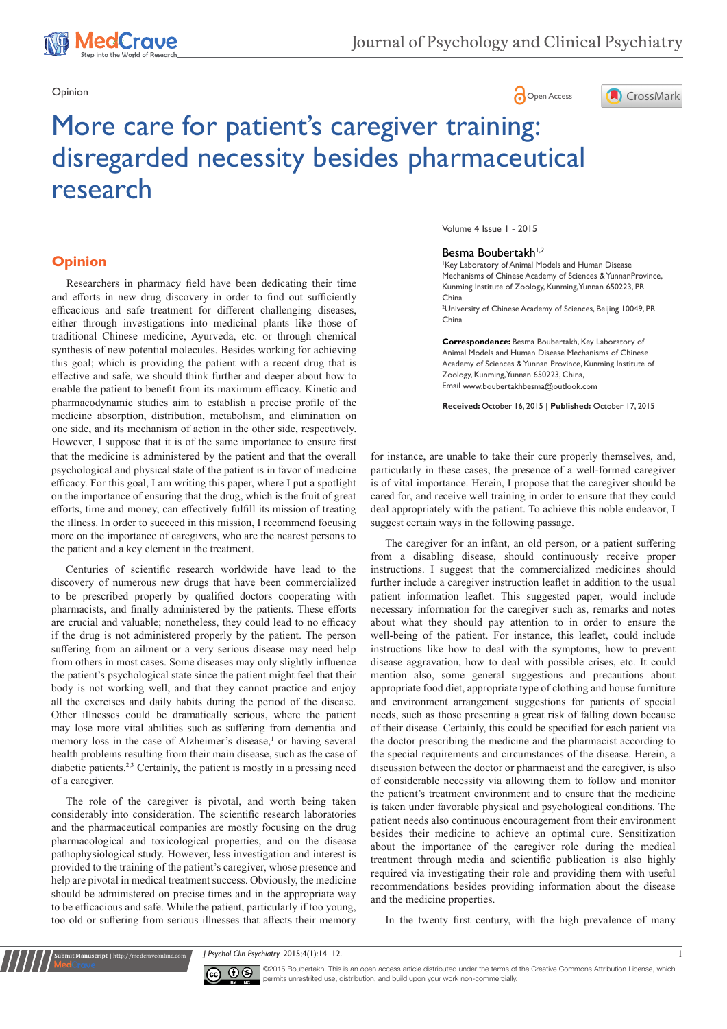Opinion

# More care for patient's caregiver training: disregarded necessity besides pharmaceutical research

Volume 4 Issue 1 - 2015

Besma Boubertakh[1,2]

[1]Key Laboratory of Animal Models and Human Disease Mechanisms of Chinese Academy of Sciences & YunnanProvince, Kunming Institute of Zoology, Kunming, Yunnan 650223, PR China

[2]University of Chinese Academy of Sciences, Beijing 10049, PR China

**Correspondence:** Besma Boubertakh, Key Laboratory of Animal Models and Human Disease Mechanisms of Chinese Academy of Sciences & Yunnan Province, Kunming Institute of Zoology, Kunming, Yunnan 650223, China, Email www.boubertakhbesma@outlook.com

**Received:** October 16, 2015 | **Published:** October 17, 2015

## Opinion

Researchers in pharmacy field have been dedicating their time and efforts in new drug discovery in order to find out sufficiently efficacious and safe treatment for different challenging diseases, either through investigations into medicinal plants like those of traditional Chinese medicine, Ayurveda, etc. or through chemical synthesis of new potential molecules. Besides working for achieving this goal; which is providing the patient with a recent drug that is effective and safe, we should think further and deeper about how to enable the patient to benefit from its maximum efficacy. Kinetic and pharmacodynamic studies aim to establish a precise profile of the medicine absorption, distribution, metabolism, and elimination on one side, and its mechanism of action in the other side, respectively. However, I suppose that it is of the same importance to ensure first that the medicine is administered by the patient and that the overall psychological and physical state of the patient is in favor of medicine efficacy. For this goal, I am writing this paper, where I put a spotlight on the importance of ensuring that the drug, which is the fruit of great efforts, time and money, can effectively fulfill its mission of treating the illness. In order to succeed in this mission, I recommend focusing more on the importance of caregivers, who are the nearest persons to the patient and a key element in the treatment.

Centuries of scientific research worldwide have lead to the discovery of numerous new drugs that have been commercialized to be prescribed properly by qualified doctors cooperating with pharmacists, and finally administered by the patients. These efforts are crucial and valuable; nonetheless, they could lead to no efficacy if the drug is not administered properly by the patient. The person suffering from an ailment or a very serious disease may need help from others in most cases. Some diseases may only slightly influence the patient's psychological state since the patient might feel that their body is not working well, and that they cannot practice and enjoy all the exercises and daily habits during the period of the disease. Other illnesses could be dramatically serious, where the patient may lose more vital abilities such as suffering from dementia and memory loss in the case of Alzheimer's disease,[1] or having several health problems resulting from their main disease, such as the case of diabetic patients.[2,3] Certainly, the patient is mostly in a pressing need of a caregiver.

The role of the caregiver is pivotal, and worth being taken considerably into consideration. The scientific research laboratories and the pharmaceutical companies are mostly focusing on the drug pharmacological and toxicological properties, and on the disease pathophysiological study. However, less investigation and interest is provided to the training of the patient's caregiver, whose presence and help are pivotal in medical treatment success. Obviously, the medicine should be administered on precise times and in the appropriate way to be efficacious and safe. While the patient, particularly if too young, too old or suffering from serious illnesses that affects their memory for instance, are unable to take their cure properly themselves, and, particularly in these cases, the presence of a well-formed caregiver is of vital importance. Herein, I propose that the caregiver should be cared for, and receive well training in order to ensure that they could deal appropriately with the patient. To achieve this noble endeavor, I suggest certain ways in the following passage.

The caregiver for an infant, an old person, or a patient suffering from a disabling disease, should continuously receive proper instructions. I suggest that the commercialized medicines should further include a caregiver instruction leaflet in addition to the usual patient information leaflet. This suggested paper, would include necessary information for the caregiver such as, remarks and notes about what they should pay attention to in order to ensure the well-being of the patient. For instance, this leaflet, could include instructions like how to deal with the symptoms, how to prevent disease aggravation, how to deal with possible crises, etc. It could mention also, some general suggestions and precautions about appropriate food diet, appropriate type of clothing and house furniture and environment arrangement suggestions for patients of special needs, such as those presenting a great risk of falling down because of their disease. Certainly, this could be specified for each patient via the doctor prescribing the medicine and the pharmacist according to the special requirements and circumstances of the disease. Herein, a discussion between the doctor or pharmacist and the caregiver, is also of considerable necessity via allowing them to follow and monitor the patient's treatment environment and to ensure that the medicine is taken under favorable physical and psychological conditions. The patient needs also continuous encouragement from their environment besides their medicine to achieve an optimal cure. Sensitization about the importance of the caregiver role during the medical treatment through media and scientific publication is also highly required via investigating their role and providing them with useful recommendations besides providing information about the disease and the medicine properties.

In the twenty first century, with the high prevalence of many

*J Psychol Clin Psychiatry.* 2015;4(1):14‒12.

©2015 Boubertakh. This is an open access article distributed under the terms of the Creative Commons Attribution License, which permits unrestricted use, distribution, and build upon your work non-commercially.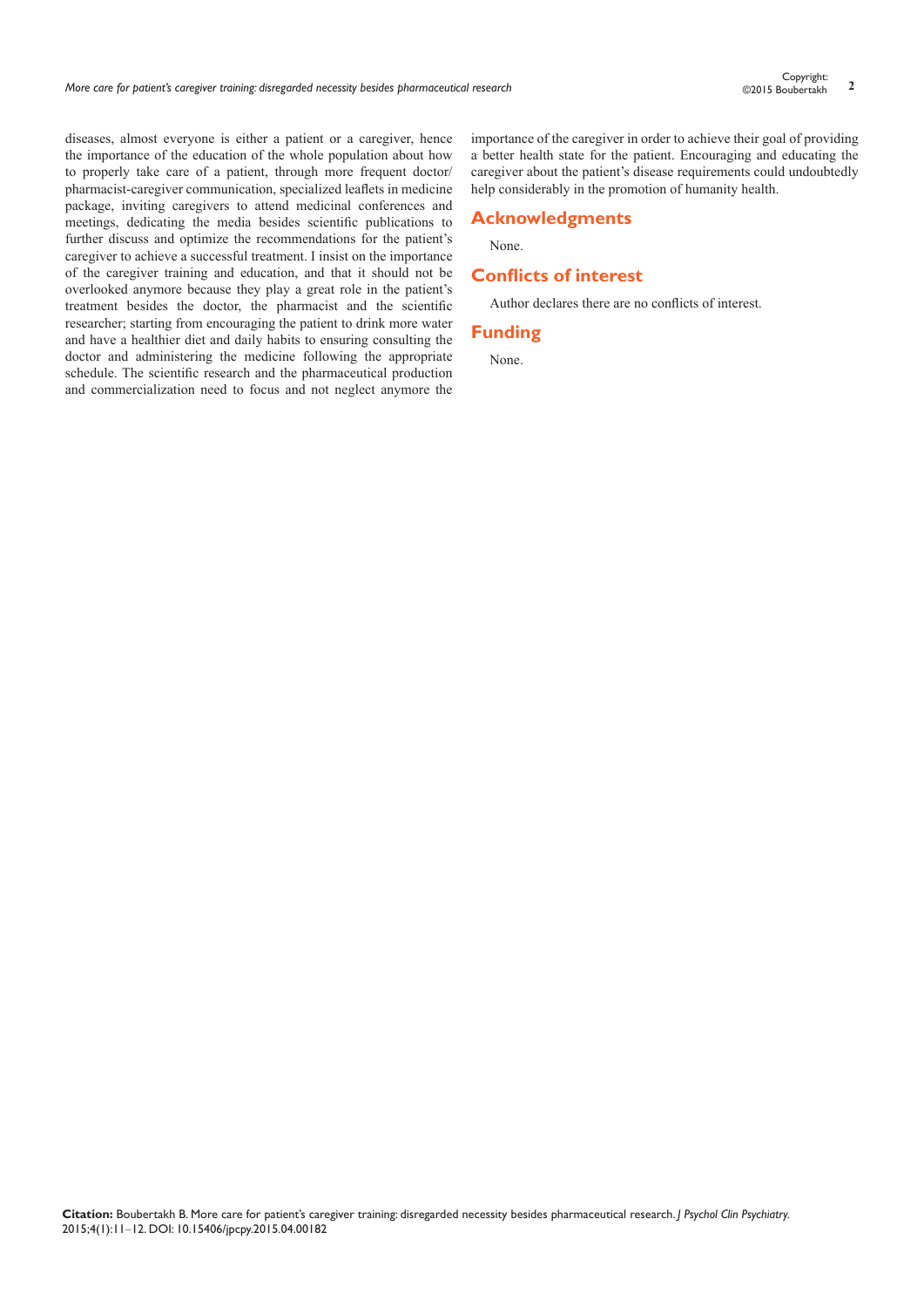diseases, almost everyone is either a patient or a caregiver, hence the importance of the education of the whole population about how to properly take care of a patient, through more frequent doctor/pharmacist-caregiver communication, specialized leaflets in medicine package, inviting caregivers to attend medicinal conferences and meetings, dedicating the media besides scientific publications to further discuss and optimize the recommendations for the patient's caregiver to achieve a successful treatment. I insist on the importance of the caregiver training and education, and that it should not be overlooked anymore because they play a great role in the patient's treatment besides the doctor, the pharmacist and the scientific researcher; starting from encouraging the patient to drink more water and have a healthier diet and daily habits to ensuring consulting the doctor and administering the medicine following the appropriate schedule. The scientific research and the pharmaceutical production and commercialization need to focus and not neglect anymore the importance of the caregiver in order to achieve their goal of providing a better health state for the patient. Encouraging and educating the caregiver about the patient's disease requirements could undoubtedly help considerably in the promotion of humanity health.

## Acknowledgments

None.

## Conflicts of interest

Author declares there are no conflicts of interest.

## Funding

None.

**Citation:** Boubertakh B. More care for patient's caregiver training: disregarded necessity besides pharmaceutical research. *J Psychol Clin Psychiatry.* 2015;4(1):11‒12. DOI: 10.15406/jpcpy.2015.04.00182